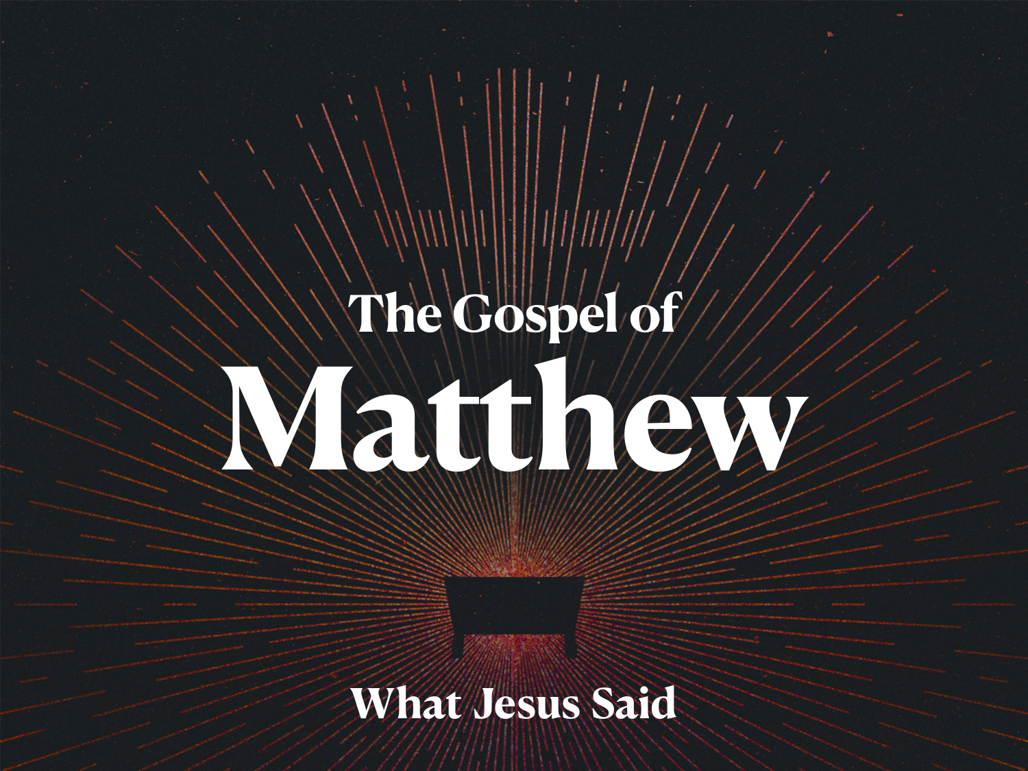The Gospel of

# Matthew

**What Jesus Said**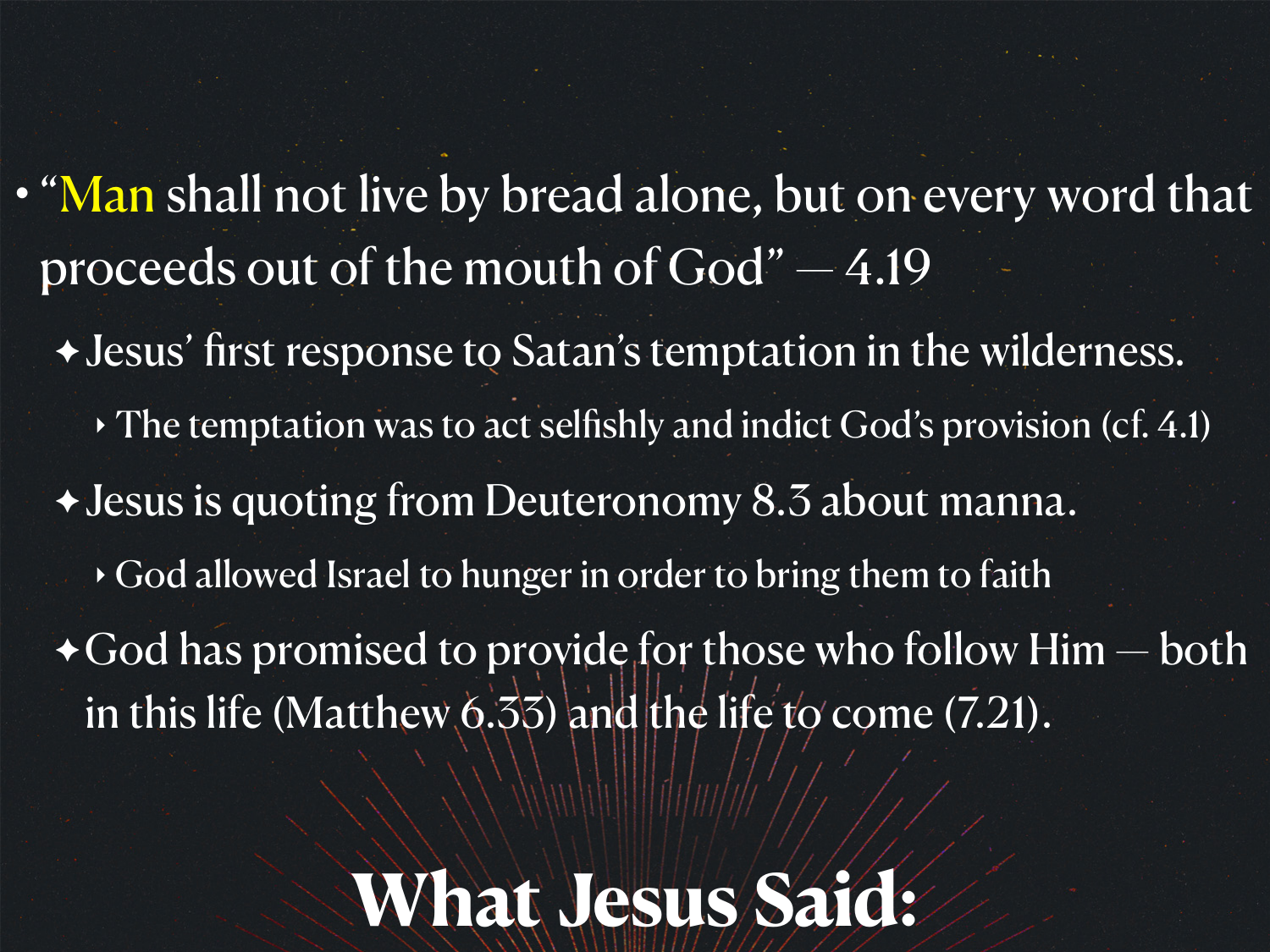- "Man shall not live by bread alone, but on every word that proceeds out of the mouth of God" — 4.19
  - Jesus' first response to Satan's temptation in the wilderness.
    - The temptation was to act selfishly and indict God's provision (cf. 4.1)
  - Jesus is quoting from Deuteronomy 8.3 about manna.
    - God allowed Israel to hunger in order to bring them to faith
  - God has promised to provide for those who follow Him — both in this life (Matthew 6.33) and the life to come (7.21).

# What Jesus Said: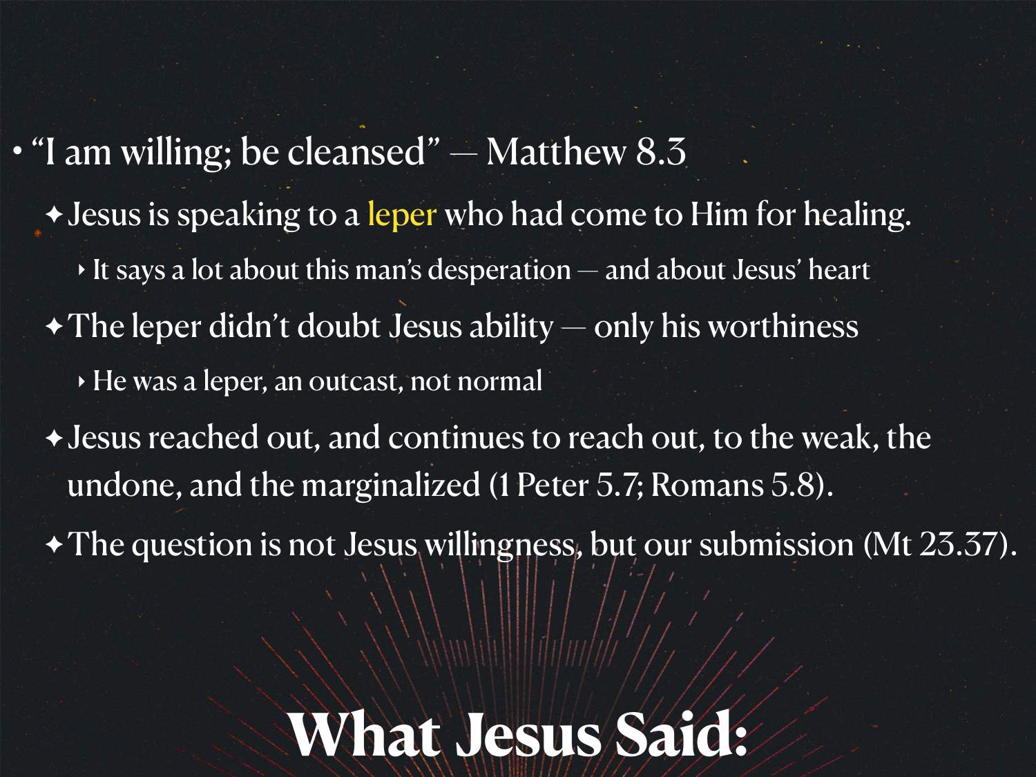- “I am willing; be cleansed” — Matthew 8.3
  - Jesus is speaking to a leper who had come to Him for healing.
    - It says a lot about this man’s desperation — and about Jesus’ heart
  - The leper didn’t doubt Jesus ability — only his worthiness
    - He was a leper, an outcast, not normal
  - Jesus reached out, and continues to reach out, to the weak, the undone, and the marginalized (1 Peter 5.7; Romans 5.8).
  - The question is not Jesus willingness, but our submission (Mt 23.37).

# What Jesus Said: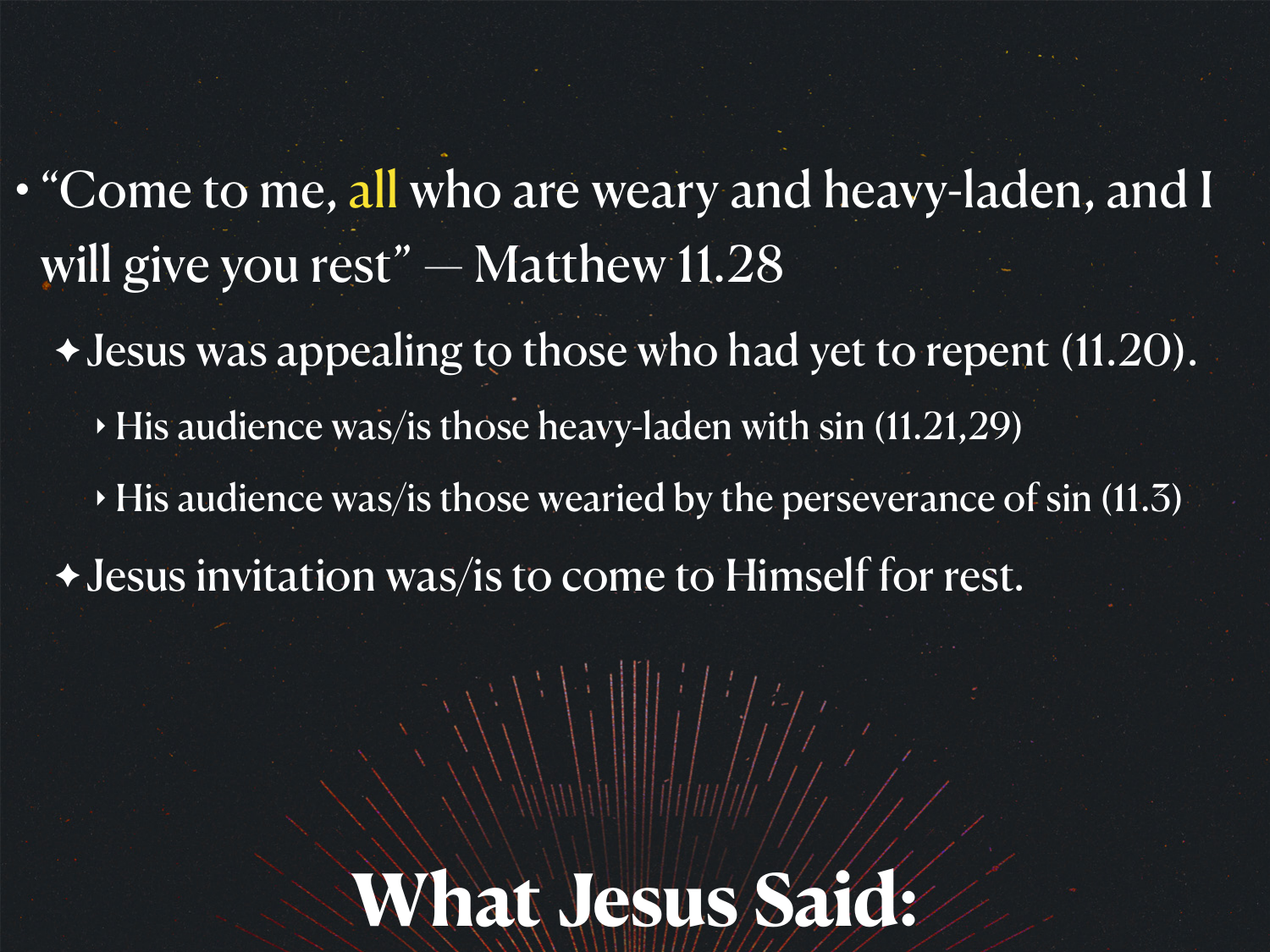# What Jesus Said:

- "Come to me, all who are weary and heavy-laden, and I will give you rest" — Matthew 11.28
  - Jesus was appealing to those who had yet to repent (11.20).
    - His audience was/is those heavy-laden with sin (11.21,29)
    - His audience was/is those wearied by the perseverance of sin (11.3)
  - Jesus invitation was/is to come to Himself for rest.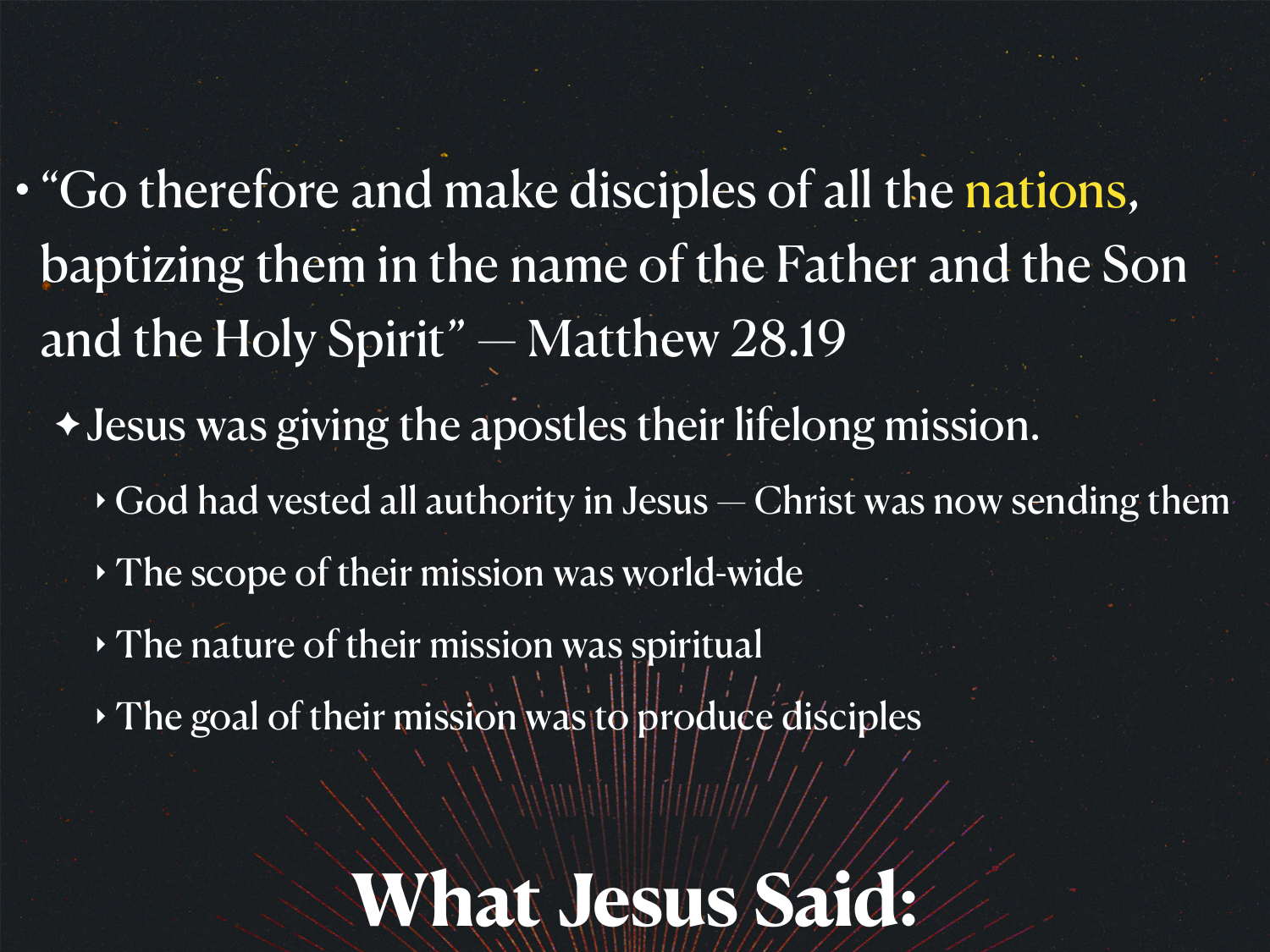- "Go therefore and make disciples of all the nations, baptizing them in the name of the Father and the Son and the Holy Spirit" — Matthew 28.19
  - Jesus was giving the apostles their lifelong mission.
    - God had vested all authority in Jesus — Christ was now sending them
    - The scope of their mission was world-wide
    - The nature of their mission was spiritual
    - The goal of their mission was to produce disciples

# What Jesus Said: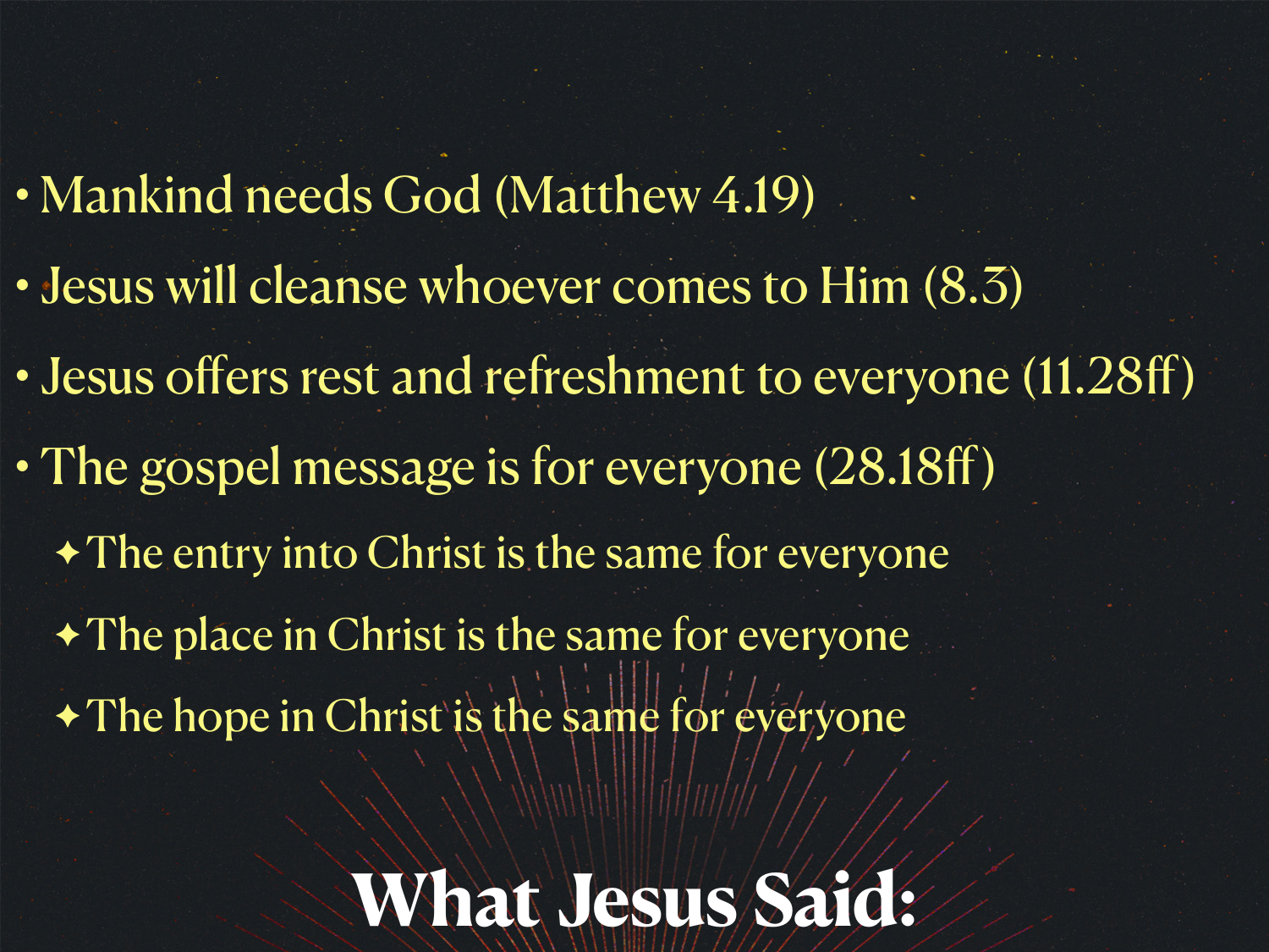- Mankind needs God (Matthew 4.19)
- Jesus will cleanse whoever comes to Him (8.3)
- Jesus offers rest and refreshment to everyone (11.28ff)
- The gospel message is for everyone (28.18ff)
  - The entry into Christ is the same for everyone
  - The place in Christ is the same for everyone
  - The hope in Christ is the same for everyone

# What Jesus Said: